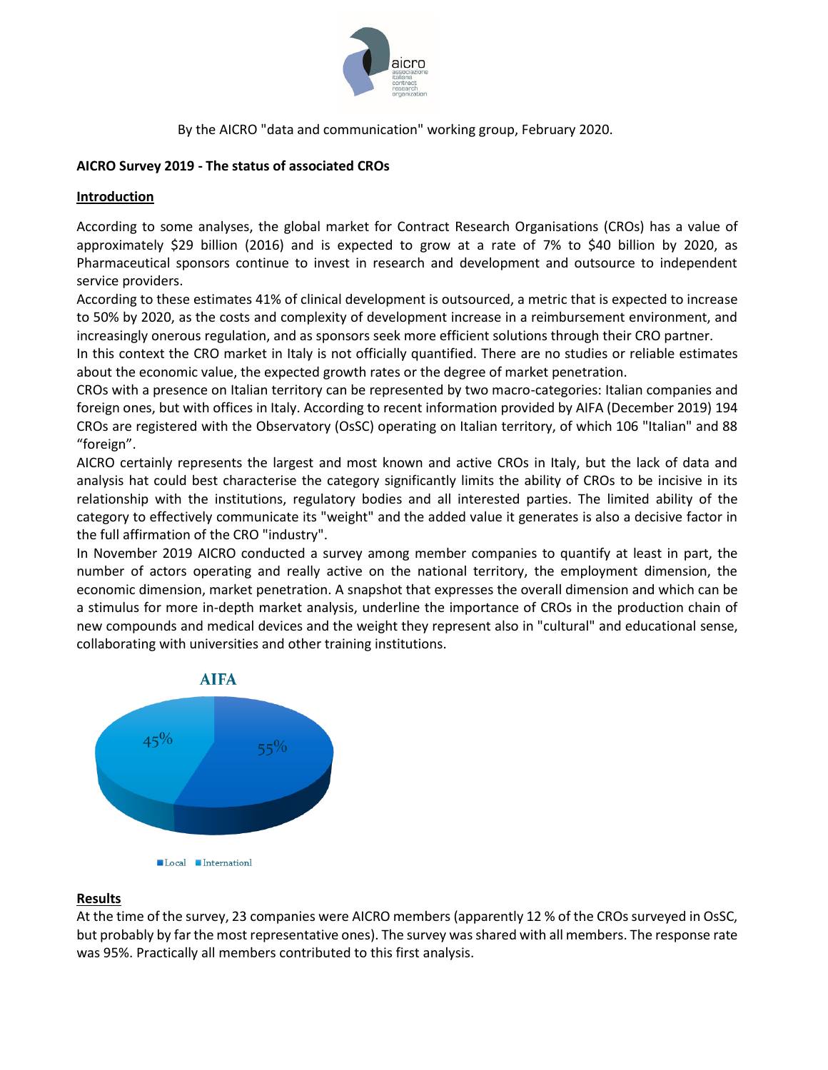By the AICRO "data and communication" working group, February 2020.

**AICRO Survey 2019 - The status of associated CROs**

## Introduction

According to some analyses, the global market for Contract Research Organisations (CROs) has a value of approximately $29 billion (2016) and is expected to grow at a rate of 7% to $40 billion by 2020, as Pharmaceutical sponsors continue to invest in research and development and outsource to independent service providers.

According to these estimates 41% of clinical development is outsourced, a metric that is expected to increase to 50% by 2020, as the costs and complexity of development increase in a reimbursement environment, and increasingly onerous regulation, and as sponsors seek more efficient solutions through their CRO partner.

In this context the CRO market in Italy is not officially quantified. There are no studies or reliable estimates about the economic value, the expected growth rates or the degree of market penetration.

CROs with a presence on Italian territory can be represented by two macro-categories: Italian companies and foreign ones, but with offices in Italy. According to recent information provided by AIFA (December 2019) 194 CROs are registered with the Observatory (OsSC) operating on Italian territory, of which 106 "Italian" and 88 "foreign".

AICRO certainly represents the largest and most known and active CROs in Italy, but the lack of data and analysis hat could best characterise the category significantly limits the ability of CROs to be incisive in its relationship with the institutions, regulatory bodies and all interested parties. The limited ability of the category to effectively communicate its "weight" and the added value it generates is also a decisive factor in the full affirmation of the CRO "industry".

In November 2019 AICRO conducted a survey among member companies to quantify at least in part, the number of actors operating and really active on the national territory, the employment dimension, the economic dimension, market penetration. A snapshot that expresses the overall dimension and which can be a stimulus for more in-depth market analysis, underline the importance of CROs in the production chain of new compounds and medical devices and the weight they represent also in "cultural" and educational sense, collaborating with universities and other training institutions.

**AIFA**

45%

55%

■ Local ■ Internationl

## Results

At the time of the survey, 23 companies were AICRO members (apparently 12 % of the CROs surveyed in OsSC, but probably by far the most representative ones). The survey was shared with all members. The response rate was 95%. Practically all members contributed to this first analysis.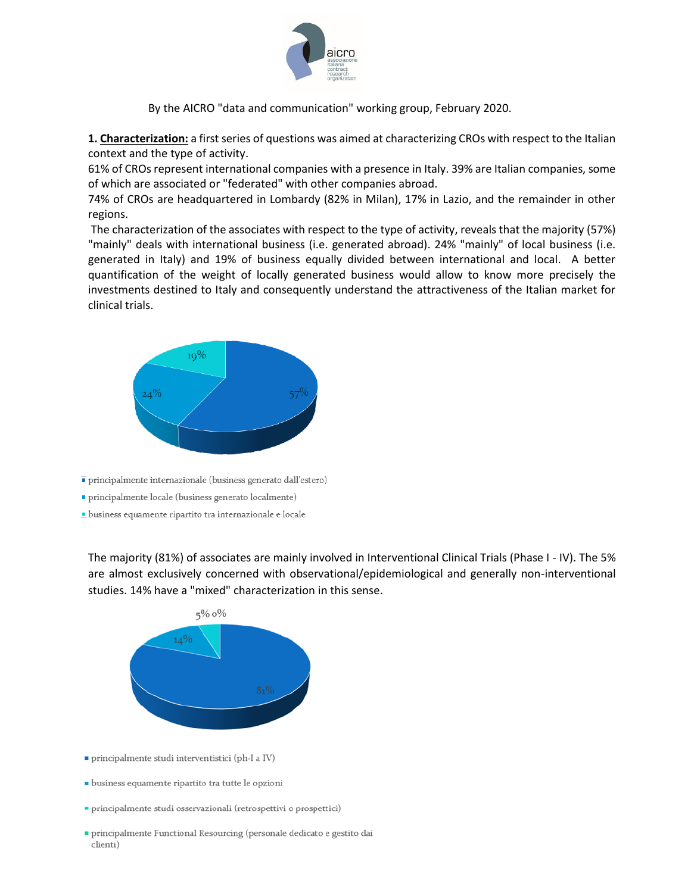By the AICRO "data and communication" working group, February 2020.

**1. Characterization:** a first series of questions was aimed at characterizing CROs with respect to the Italian context and the type of activity.

61% of CROs represent international companies with a presence in Italy. 39% are Italian companies, some of which are associated or "federated" with other companies abroad.

74% of CROs are headquartered in Lombardy (82% in Milan), 17% in Lazio, and the remainder in other regions.

The characterization of the associates with respect to the type of activity, reveals that the majority (57%) "mainly" deals with international business (i.e. generated abroad). 24% "mainly" of local business (i.e. generated in Italy) and 19% of business equally divided between international and local. A better quantification of the weight of locally generated business would allow to know more precisely the investments destined to Italy and consequently understand the attractiveness of the Italian market for clinical trials.

19%
24%
57%

- principalmente internazionale (business generato dall'estero)
- principalmente locale (business generato localmente)
- business equamente ripartito tra internazionale e locale

The majority (81%) of associates are mainly involved in Interventional Clinical Trials (Phase I - IV). The 5% are almost exclusively concerned with observational/epidemiological and generally non-interventional studies. 14% have a "mixed" characterization in this sense.

5% 0%
14%
81%

- principalmente studi interventistici (ph-I a IV)
- business equamente ripartito tra tutte le opzioni
- principalmente studi osservazionali (retrospettivi o prospettici)
- principalmente Functional Resourcing (personale dedicato e gestito dai clienti)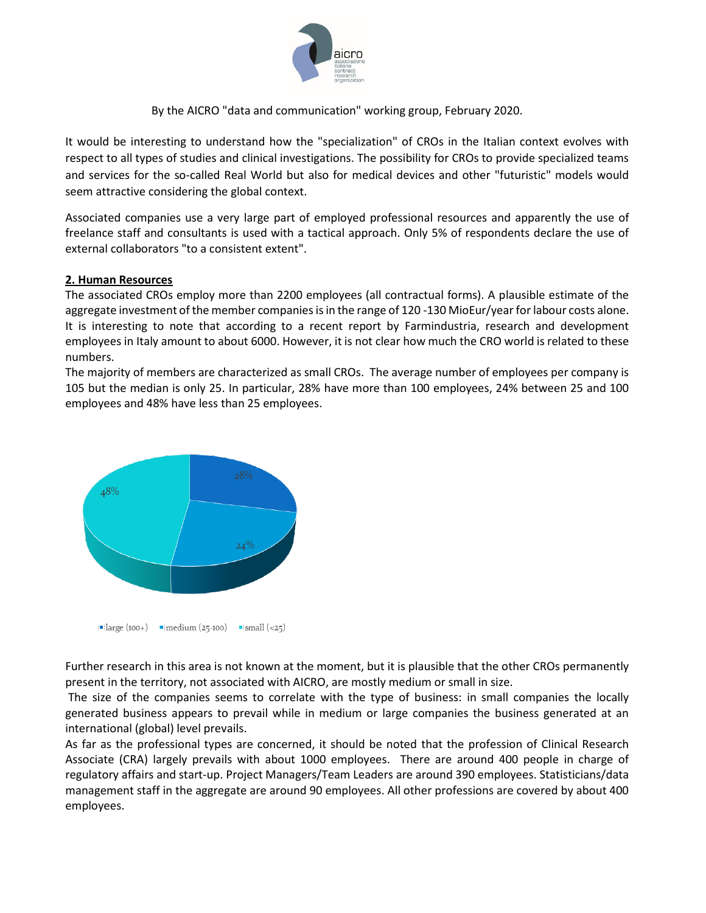By the AICRO "data and communication" working group, February 2020.

It would be interesting to understand how the "specialization" of CROs in the Italian context evolves with respect to all types of studies and clinical investigations. The possibility for CROs to provide specialized teams and services for the so-called Real World but also for medical devices and other "futuristic" models would seem attractive considering the global context.

Associated companies use a very large part of employed professional resources and apparently the use of freelance staff and consultants is used with a tactical approach. Only 5% of respondents declare the use of external collaborators "to a consistent extent".

## 2. Human Resources

The associated CROs employ more than 2200 employees (all contractual forms). A plausible estimate of the aggregate investment of the member companies is in the range of 120 -130 MioEur/year for labour costs alone. It is interesting to note that according to a recent report by Farmindustria, research and development employees in Italy amount to about 6000. However, it is not clear how much the CRO world is related to these numbers.

The majority of members are characterized as small CROs. The average number of employees per company is 105 but the median is only 25. In particular, 28% have more than 100 employees, 24% between 25 and 100 employees and 48% have less than 25 employees.

28%
24%
48%

large (100+) medium (25-100) small (<25)

Further research in this area is not known at the moment, but it is plausible that the other CROs permanently present in the territory, not associated with AICRO, are mostly medium or small in size.

The size of the companies seems to correlate with the type of business: in small companies the locally generated business appears to prevail while in medium or large companies the business generated at an international (global) level prevails.

As far as the professional types are concerned, it should be noted that the profession of Clinical Research Associate (CRA) largely prevails with about 1000 employees. There are around 400 people in charge of regulatory affairs and start-up. Project Managers/Team Leaders are around 390 employees. Statisticians/data management staff in the aggregate are around 90 employees. All other professions are covered by about 400 employees.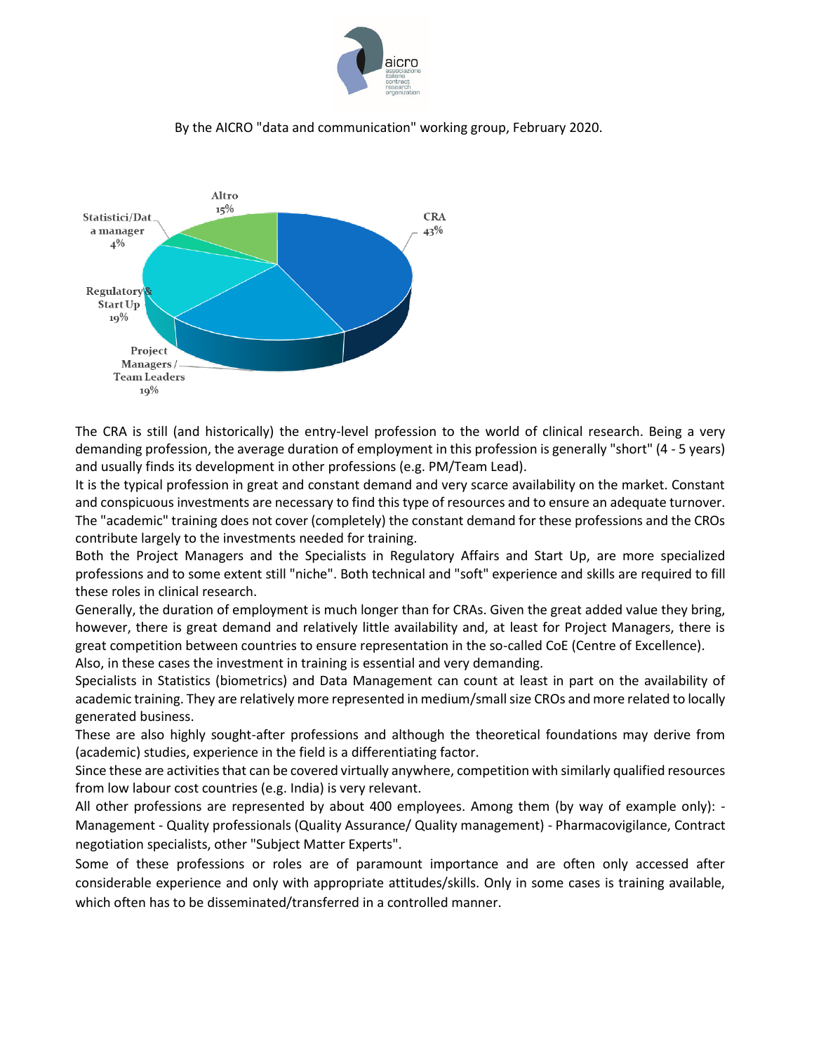By the AICRO "data and communication" working group, February 2020.

The CRA is still (and historically) the entry-level profession to the world of clinical research. Being a very demanding profession, the average duration of employment in this profession is generally "short" (4 - 5 years) and usually finds its development in other professions (e.g. PM/Team Lead).

It is the typical profession in great and constant demand and very scarce availability on the market. Constant and conspicuous investments are necessary to find this type of resources and to ensure an adequate turnover. The "academic" training does not cover (completely) the constant demand for these professions and the CROs contribute largely to the investments needed for training.

Both the Project Managers and the Specialists in Regulatory Affairs and Start Up, are more specialized professions and to some extent still "niche". Both technical and "soft" experience and skills are required to fill these roles in clinical research.

Generally, the duration of employment is much longer than for CRAs. Given the great added value they bring, however, there is great demand and relatively little availability and, at least for Project Managers, there is great competition between countries to ensure representation in the so-called CoE (Centre of Excellence).

Also, in these cases the investment in training is essential and very demanding.

Specialists in Statistics (biometrics) and Data Management can count at least in part on the availability of academic training. They are relatively more represented in medium/small size CROs and more related to locally generated business.

These are also highly sought-after professions and although the theoretical foundations may derive from (academic) studies, experience in the field is a differentiating factor.

Since these are activities that can be covered virtually anywhere, competition with similarly qualified resources from low labour cost countries (e.g. India) is very relevant.

All other professions are represented by about 400 employees. Among them (by way of example only): - Management - Quality professionals (Quality Assurance/ Quality management) - Pharmacovigilance, Contract negotiation specialists, other "Subject Matter Experts".

Some of these professions or roles are of paramount importance and are often only accessed after considerable experience and only with appropriate attitudes/skills. Only in some cases is training available, which often has to be disseminated/transferred in a controlled manner.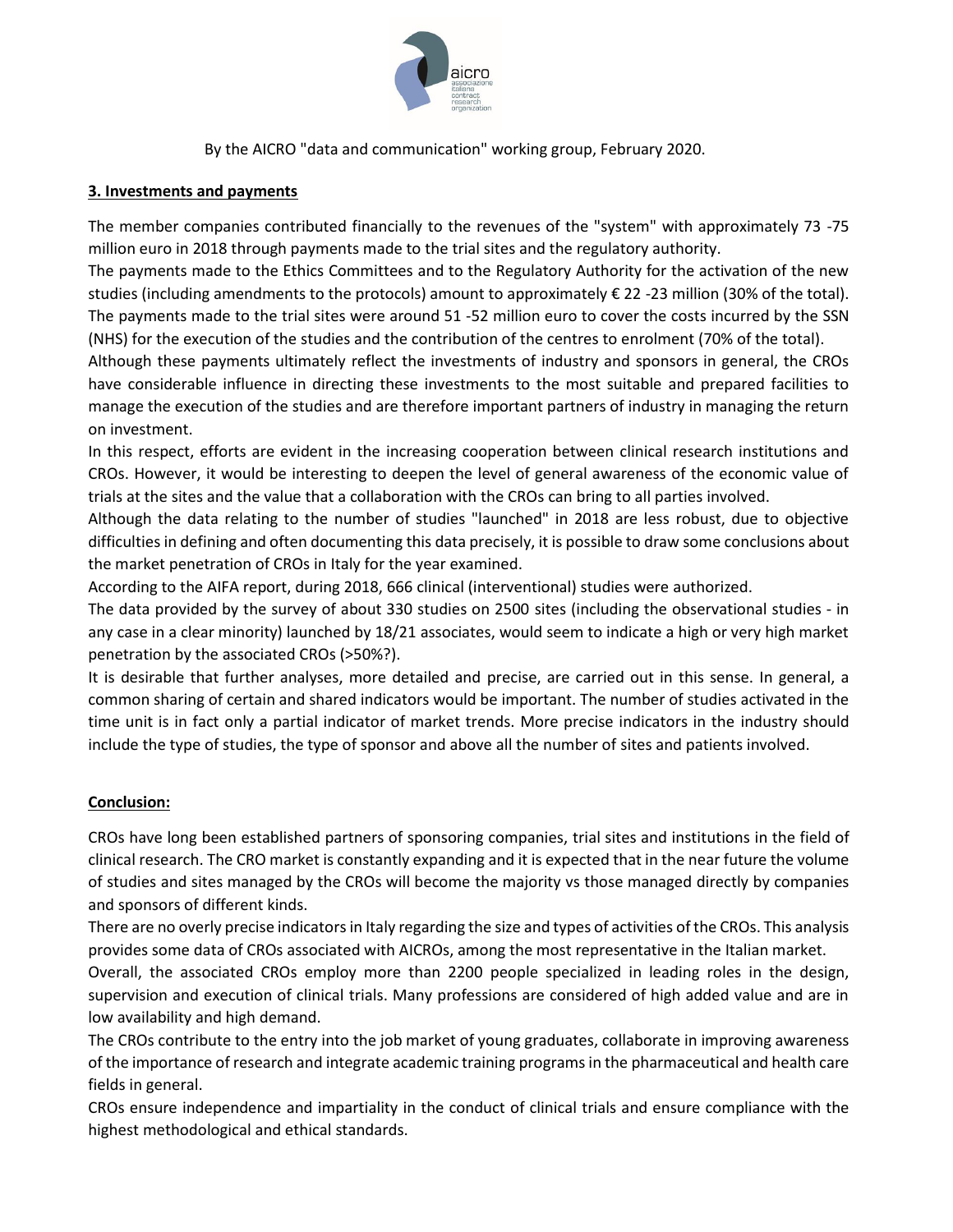By the AICRO "data and communication" working group, February 2020.

## 3. Investments and payments

The member companies contributed financially to the revenues of the "system" with approximately 73 -75 million euro in 2018 through payments made to the trial sites and the regulatory authority.

The payments made to the Ethics Committees and to the Regulatory Authority for the activation of the new studies (including amendments to the protocols) amount to approximately € 22 -23 million (30% of the total). The payments made to the trial sites were around 51 -52 million euro to cover the costs incurred by the SSN (NHS) for the execution of the studies and the contribution of the centres to enrolment (70% of the total).

Although these payments ultimately reflect the investments of industry and sponsors in general, the CROs have considerable influence in directing these investments to the most suitable and prepared facilities to manage the execution of the studies and are therefore important partners of industry in managing the return on investment.

In this respect, efforts are evident in the increasing cooperation between clinical research institutions and CROs. However, it would be interesting to deepen the level of general awareness of the economic value of trials at the sites and the value that a collaboration with the CROs can bring to all parties involved.

Although the data relating to the number of studies "launched" in 2018 are less robust, due to objective difficulties in defining and often documenting this data precisely, it is possible to draw some conclusions about the market penetration of CROs in Italy for the year examined.

According to the AIFA report, during 2018, 666 clinical (interventional) studies were authorized.

The data provided by the survey of about 330 studies on 2500 sites (including the observational studies - in any case in a clear minority) launched by 18/21 associates, would seem to indicate a high or very high market penetration by the associated CROs (>50%?).

It is desirable that further analyses, more detailed and precise, are carried out in this sense. In general, a common sharing of certain and shared indicators would be important. The number of studies activated in the time unit is in fact only a partial indicator of market trends. More precise indicators in the industry should include the type of studies, the type of sponsor and above all the number of sites and patients involved.

## Conclusion:

CROs have long been established partners of sponsoring companies, trial sites and institutions in the field of clinical research. The CRO market is constantly expanding and it is expected that in the near future the volume of studies and sites managed by the CROs will become the majority vs those managed directly by companies and sponsors of different kinds.

There are no overly precise indicators in Italy regarding the size and types of activities of the CROs. This analysis provides some data of CROs associated with AICROs, among the most representative in the Italian market.

Overall, the associated CROs employ more than 2200 people specialized in leading roles in the design, supervision and execution of clinical trials. Many professions are considered of high added value and are in low availability and high demand.

The CROs contribute to the entry into the job market of young graduates, collaborate in improving awareness of the importance of research and integrate academic training programs in the pharmaceutical and health care fields in general.

CROs ensure independence and impartiality in the conduct of clinical trials and ensure compliance with the highest methodological and ethical standards.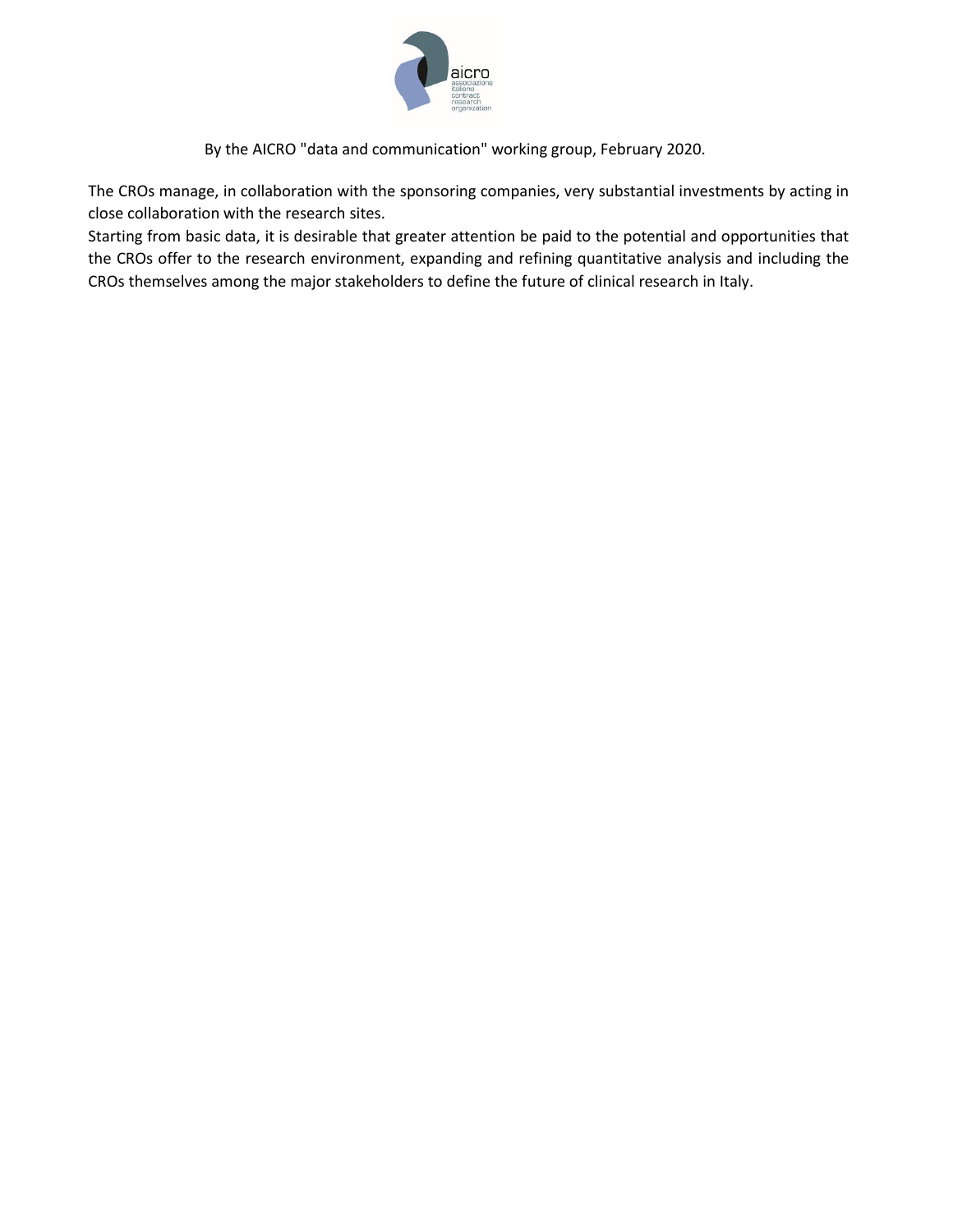By the AICRO "data and communication" working group, February 2020.

The CROs manage, in collaboration with the sponsoring companies, very substantial investments by acting in close collaboration with the research sites.

Starting from basic data, it is desirable that greater attention be paid to the potential and opportunities that the CROs offer to the research environment, expanding and refining quantitative analysis and including the CROs themselves among the major stakeholders to define the future of clinical research in Italy.